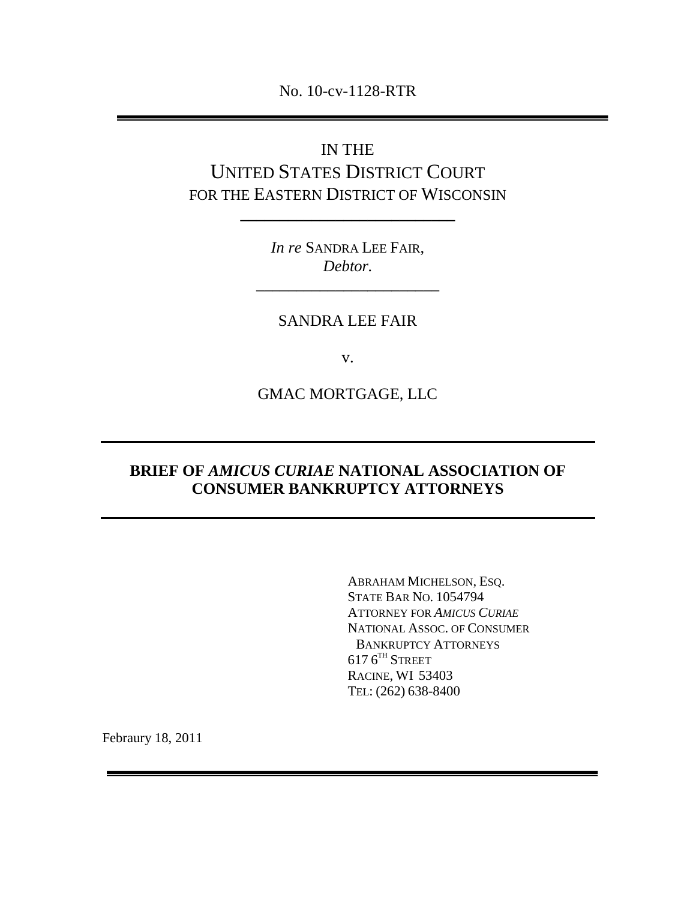No. 10-cv-1128-RTR

---

IN THE
UNITED STATES DISTRICT COURT
FOR THE EASTERN DISTRICT OF WISCONSIN

---

*In re* SANDRA LEE FAIR,
*Debtor.*

---

SANDRA LEE FAIR

v.

GMAC MORTGAGE, LLC

---

**BRIEF OF *AMICUS CURIAE* NATIONAL ASSOCIATION OF CONSUMER BANKRUPTCY ATTORNEYS**

---

ABRAHAM MICHELSON, ESQ.
STATE BAR NO. 1054794
ATTORNEY FOR *AMICUS CURIAE*
NATIONAL ASSOC. OF CONSUMER BANKRUPTCY ATTORNEYS
617 6TH STREET
RACINE, WI 53403
TEL: (262) 638-8400

Febraury 18, 2011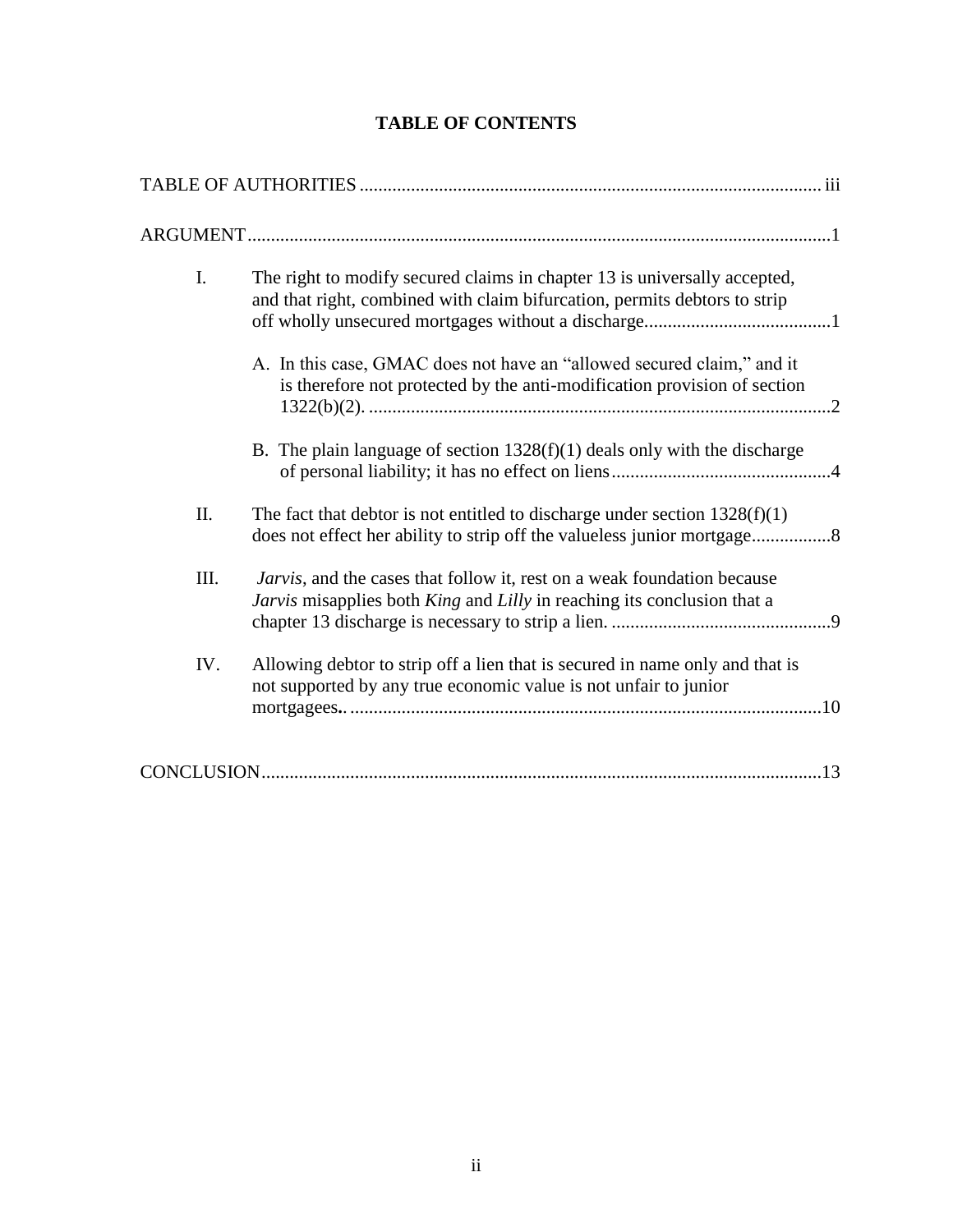# TABLE OF CONTENTS

TABLE OF AUTHORITIES .................................................................................................. iii

ARGUMENT............................................................................................................................1

I. The right to modify secured claims in chapter 13 is universally accepted, and that right, combined with claim bifurcation, permits debtors to strip off wholly unsecured mortgages without a discharge........................................1

   A. In this case, GMAC does not have an "allowed secured claim," and it is therefore not protected by the anti-modification provision of section 1322(b)(2). ...................................................................................................2

   B. The plain language of section 1328(f)(1) deals only with the discharge of personal liability; it has no effect on liens...............................................4

II. The fact that debtor is not entitled to discharge under section 1328(f)(1) does not effect her ability to strip off the valueless junior mortgage.................8

III. *Jarvis*, and the cases that follow it, rest on a weak foundation because *Jarvis* misapplies both *King* and *Lilly* in reaching its conclusion that a chapter 13 discharge is necessary to strip a lien. ...............................................9

IV. Allowing debtor to strip off a lien that is secured in name only and that is not supported by any true economic value is not unfair to junior mortgagees.. ....................................................................................................10

CONCLUSION.......................................................................................................................13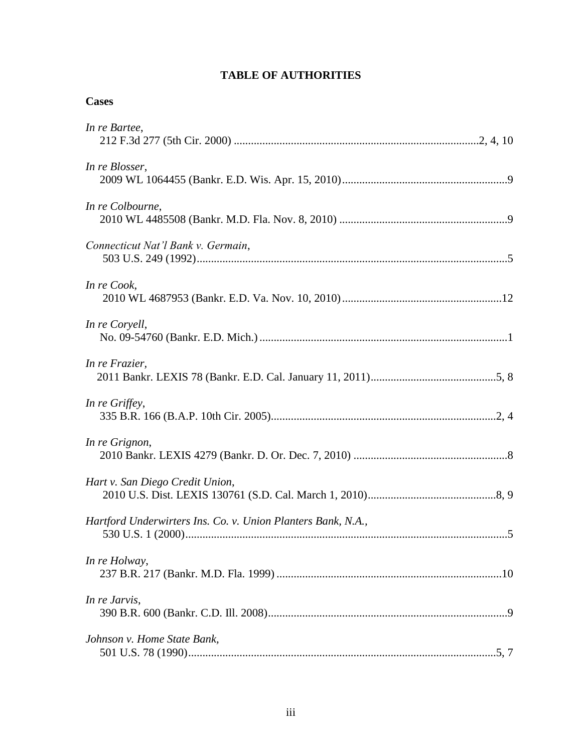# TABLE OF AUTHORITIES

**Cases**

*In re Bartee*,
212 F.3d 277 (5th Cir. 2000) .....................................................................................2, 4, 10

*In re Blosser*,
2009 WL 1064455 (Bankr. E.D. Wis. Apr. 15, 2010)..........................................................9

*In re Colbourne*,
2010 WL 4485508 (Bankr. M.D. Fla. Nov. 8, 2010) ..........................................................9

*Connecticut Nat'l Bank v. Germain*,
503 U.S. 249 (1992)............................................................................................................5

*In re Cook*,
2010 WL 4687953 (Bankr. E.D. Va. Nov. 10, 2010)........................................................12

*In re Coryell*,
No. 09-54760 (Bankr. E.D. Mich.).......................................................................................1

*In re Frazier*,
2011 Bankr. LEXIS 78 (Bankr. E.D. Cal. January 11, 2011)............................................5, 8

*In re Griffey*,
335 B.R. 166 (B.A.P. 10th Cir. 2005)..............................................................................2, 4

*In re Grignon*,
2010 Bankr. LEXIS 4279 (Bankr. D. Or. Dec. 7, 2010) .....................................................8

*Hart v. San Diego Credit Union*,
2010 U.S. Dist. LEXIS 130761 (S.D. Cal. March 1, 2010)............................................8, 9

*Hartford Underwirters Ins. Co. v. Union Planters Bank, N.A.*,
530 U.S. 1 (2000)................................................................................................................5

*In re Holway*,
237 B.R. 217 (Bankr. M.D. Fla. 1999) ...............................................................................10

*In re Jarvis*,
390 B.R. 600 (Bankr. C.D. Ill. 2008)...................................................................................9

*Johnson v. Home State Bank*,
501 U.S. 78 (1990)...........................................................................................................5, 7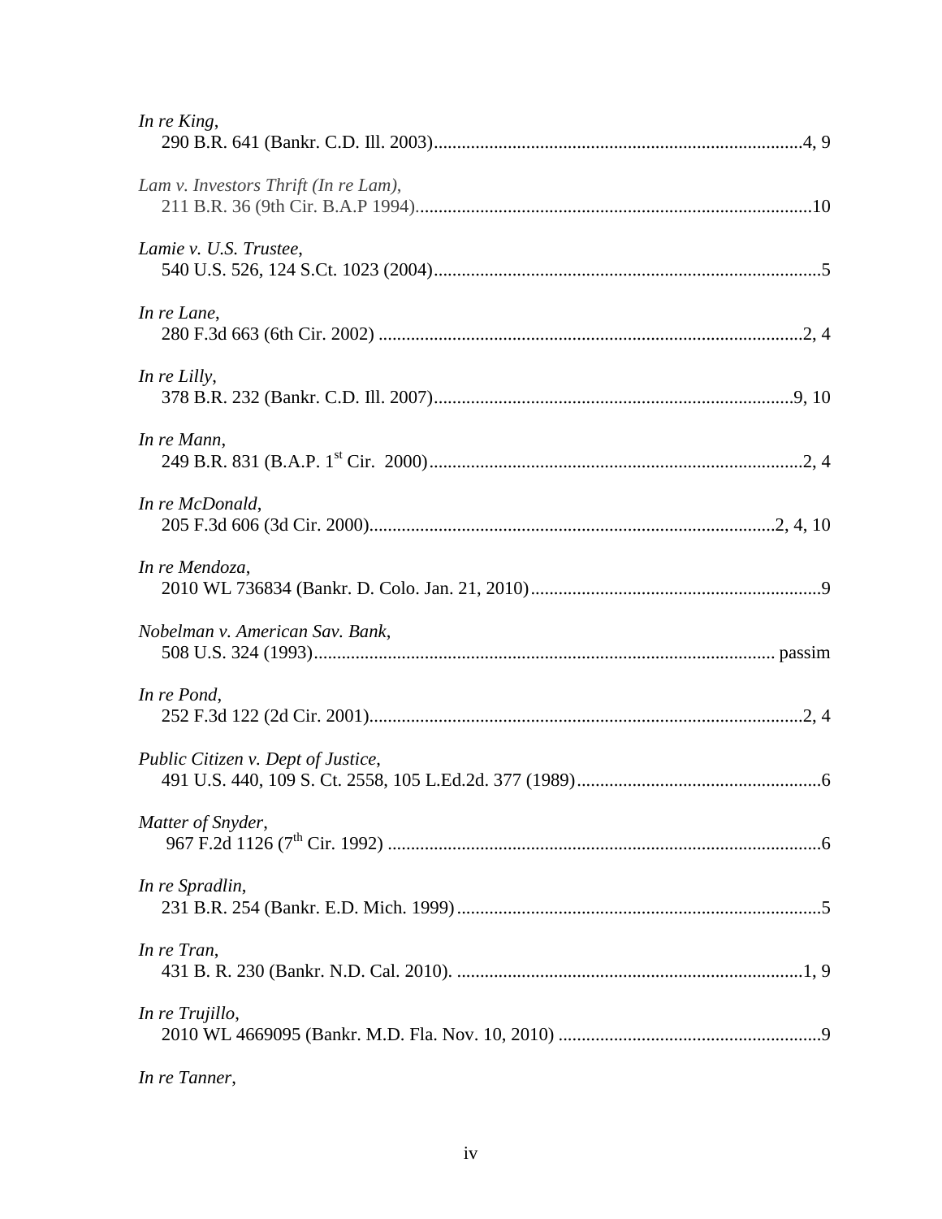*In re King*,
290 B.R. 641 (Bankr. C.D. Ill. 2003)................................................................................4, 9

*Lam v. Investors Thrift (In re Lam)*,
211 B.R. 36 (9th Cir. B.A.P 1994)......................................................................................10

*Lamie v. U.S. Trustee*,
540 U.S. 526, 124 S.Ct. 1023 (2004)....................................................................................5

*In re Lane*,
280 F.3d 663 (6th Cir. 2002) ............................................................................................2, 4

*In re Lilly*,
378 B.R. 232 (Bankr. C.D. Ill. 2007)..............................................................................9, 10

*In re Mann*,
249 B.R. 831 (B.A.P. 1st Cir. 2000)..................................................................................2, 4

*In re McDonald*,
205 F.3d 606 (3d Cir. 2000)........................................................................................2, 4, 10

*In re Mendoza*,
2010 WL 736834 (Bankr. D. Colo. Jan. 21, 2010)...............................................................9

*Nobelman v. American Sav. Bank*,
508 U.S. 324 (1993)................................................................................................... passim

*In re Pond*,
252 F.3d 122 (2d Cir. 2001).............................................................................................2, 4

*Public Citizen v. Dept of Justice*,
491 U.S. 440, 109 S. Ct. 2558, 105 L.Ed.2d. 377 (1989).....................................................6

*Matter of Snyder*,
967 F.2d 1126 (7th Cir. 1992) .............................................................................................6

*In re Spradlin*,
231 B.R. 254 (Bankr. E.D. Mich. 1999)..............................................................................5

*In re Tran*,
431 B. R. 230 (Bankr. N.D. Cal. 2010). ..........................................................................1, 9

*In re Trujillo*,
2010 WL 4669095 (Bankr. M.D. Fla. Nov. 10, 2010) .........................................................9

*In re Tanner*,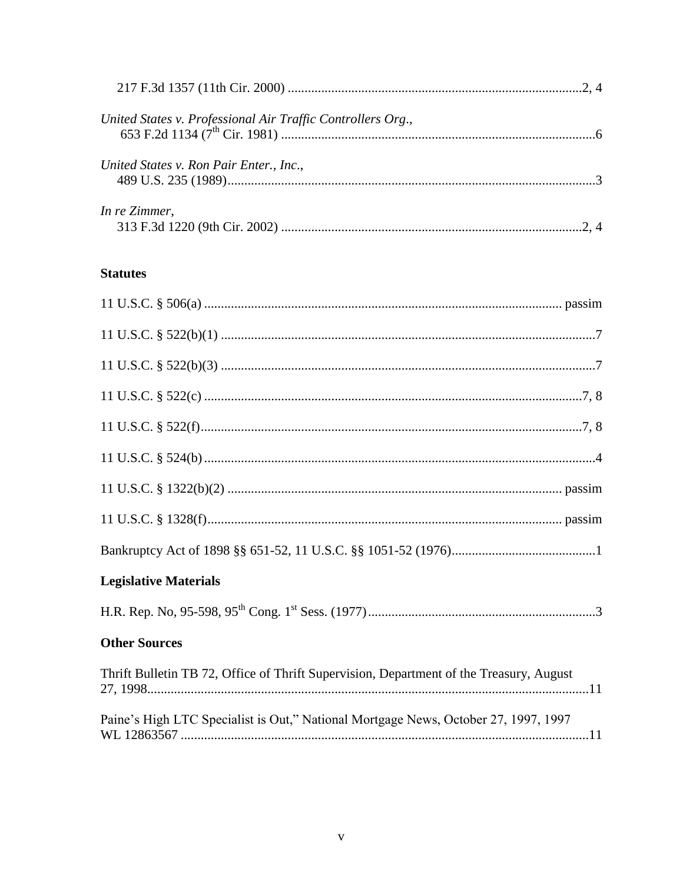217 F.3d 1357 (11th Cir. 2000) ....................................................................................2, 4

*United States v. Professional Air Traffic Controllers Org.*,
653 F.2d 1134 (7th Cir. 1981) ..........................................................................................6

*United States v. Ron Pair Enter., Inc.*,
489 U.S. 235 (1989)..........................................................................................................3

*In re Zimmer*,
313 F.3d 1220 (9th Cir. 2002) .......................................................................................2, 4

**Statutes**

11 U.S.C. § 506(a) ..................................................................................................... passim

11 U.S.C. § 522(b)(1) ............................................................................................................7

11 U.S.C. § 522(b)(3) ............................................................................................................7

11 U.S.C. § 522(c) ..........................................................................................................7, 8

11 U.S.C. § 522(f)...........................................................................................................7, 8

11 U.S.C. § 524(b) ..................................................................................................................4

11 U.S.C. § 1322(b)(2) ............................................................................................... passim

11 U.S.C. § 1328(f)..................................................................................................... passim

Bankruptcy Act of 1898 §§ 651-52, 11 U.S.C. §§ 1051-52 (1976)........................................1

**Legislative Materials**

H.R. Rep. No, 95-598, 95th Cong. 1st Sess. (1977)...................................................................3

**Other Sources**

Thrift Bulletin TB 72, Office of Thrift Supervision, Department of the Treasury, August 27, 1998...................................................................................................................................11

Paine's High LTC Specialist is Out," National Mortgage News, October 27, 1997, 1997 WL 12863567 ........................................................................................................................11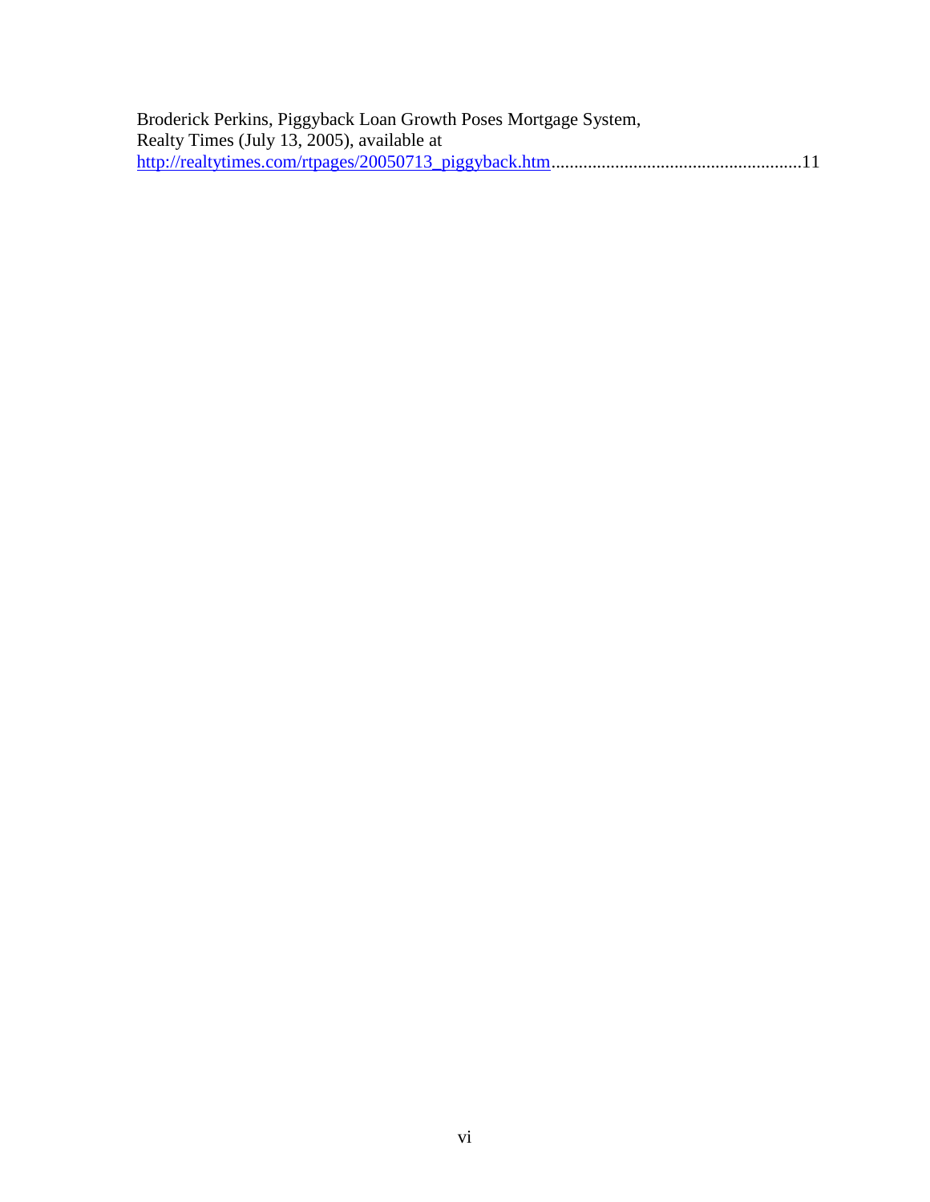Broderick Perkins, Piggyback Loan Growth Poses Mortgage System, Realty Times (July 13, 2005), available at http://realtytimes.com/rtpages/20050713_piggyback.htm......................................................11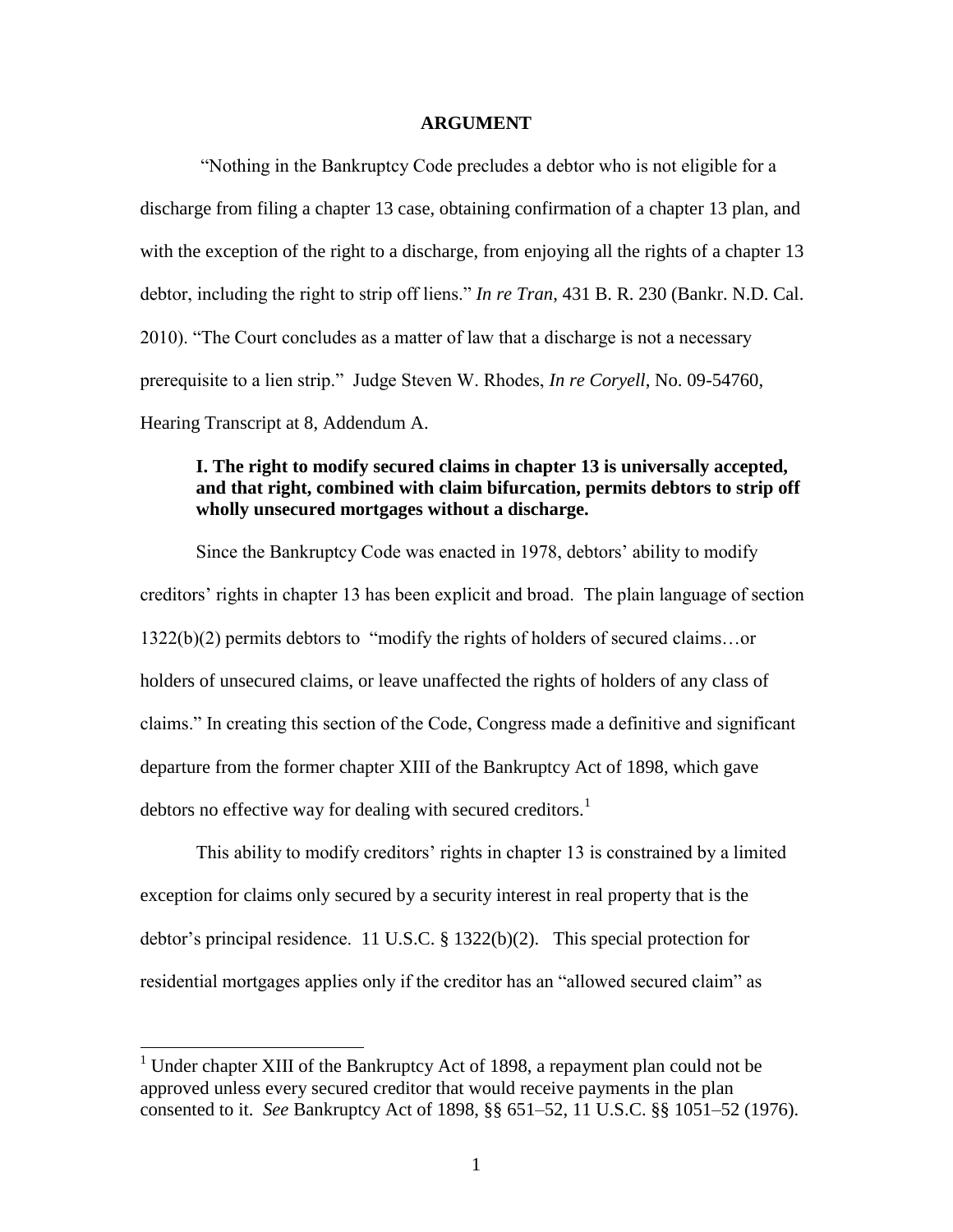## ARGUMENT

"Nothing in the Bankruptcy Code precludes a debtor who is not eligible for a discharge from filing a chapter 13 case, obtaining confirmation of a chapter 13 plan, and with the exception of the right to a discharge, from enjoying all the rights of a chapter 13 debtor, including the right to strip off liens." *In re Tran,* 431 B. R. 230 (Bankr. N.D. Cal. 2010). "The Court concludes as a matter of law that a discharge is not a necessary prerequisite to a lien strip." Judge Steven W. Rhodes, *In re Coryell*, No. 09-54760, Hearing Transcript at 8, Addendum A.

### I. The right to modify secured claims in chapter 13 is universally accepted, and that right, combined with claim bifurcation, permits debtors to strip off wholly unsecured mortgages without a discharge.

Since the Bankruptcy Code was enacted in 1978, debtors' ability to modify creditors' rights in chapter 13 has been explicit and broad. The plain language of section 1322(b)(2) permits debtors to "modify the rights of holders of secured claims…or holders of unsecured claims, or leave unaffected the rights of holders of any class of claims." In creating this section of the Code, Congress made a definitive and significant departure from the former chapter XIII of the Bankruptcy Act of 1898, which gave debtors no effective way for dealing with secured creditors.[1]

This ability to modify creditors' rights in chapter 13 is constrained by a limited exception for claims only secured by a security interest in real property that is the debtor's principal residence. 11 U.S.C. § 1322(b)(2). This special protection for residential mortgages applies only if the creditor has an "allowed secured claim" as

[1] Under chapter XIII of the Bankruptcy Act of 1898, a repayment plan could not be approved unless every secured creditor that would receive payments in the plan consented to it. *See* Bankruptcy Act of 1898, §§ 651–52, 11 U.S.C. §§ 1051–52 (1976).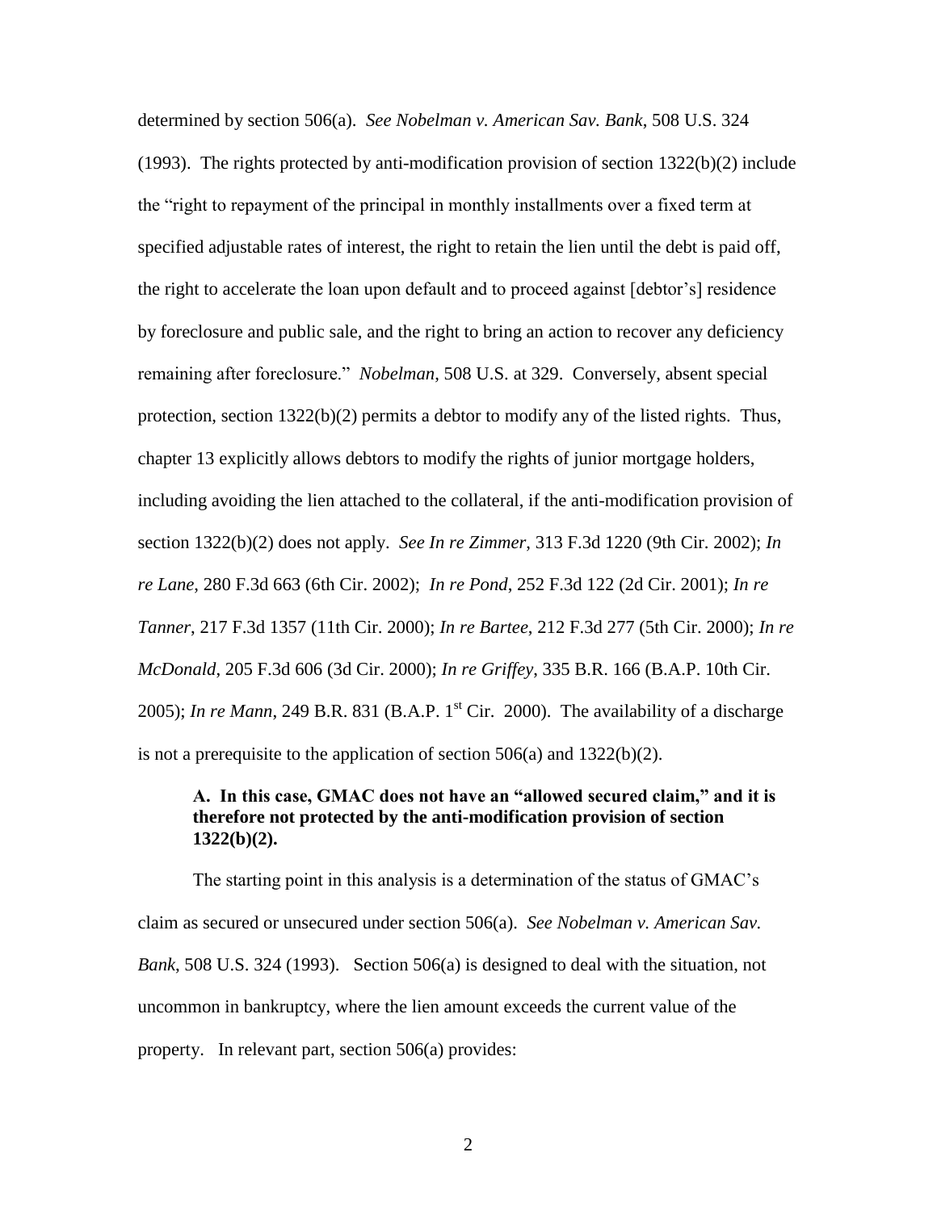determined by section 506(a). *See Nobelman v. American Sav. Bank*, 508 U.S. 324 (1993). The rights protected by anti-modification provision of section 1322(b)(2) include the "right to repayment of the principal in monthly installments over a fixed term at specified adjustable rates of interest, the right to retain the lien until the debt is paid off, the right to accelerate the loan upon default and to proceed against [debtor's] residence by foreclosure and public sale, and the right to bring an action to recover any deficiency remaining after foreclosure." *Nobelman*, 508 U.S. at 329. Conversely, absent special protection, section 1322(b)(2) permits a debtor to modify any of the listed rights. Thus, chapter 13 explicitly allows debtors to modify the rights of junior mortgage holders, including avoiding the lien attached to the collateral, if the anti-modification provision of section 1322(b)(2) does not apply. *See In re Zimmer*, 313 F.3d 1220 (9th Cir. 2002); *In re Lane*, 280 F.3d 663 (6th Cir. 2002); *In re Pond*, 252 F.3d 122 (2d Cir. 2001); *In re Tanner*, 217 F.3d 1357 (11th Cir. 2000); *In re Bartee*, 212 F.3d 277 (5th Cir. 2000); *In re McDonald*, 205 F.3d 606 (3d Cir. 2000); *In re Griffey*, 335 B.R. 166 (B.A.P. 10th Cir. 2005); *In re Mann*, 249 B.R. 831 (B.A.P. 1st Cir. 2000). The availability of a discharge is not a prerequisite to the application of section 506(a) and 1322(b)(2).

**A. In this case, GMAC does not have an "allowed secured claim," and it is therefore not protected by the anti-modification provision of section 1322(b)(2).**

The starting point in this analysis is a determination of the status of GMAC's claim as secured or unsecured under section 506(a). *See Nobelman v. American Sav. Bank*, 508 U.S. 324 (1993). Section 506(a) is designed to deal with the situation, not uncommon in bankruptcy, where the lien amount exceeds the current value of the property. In relevant part, section 506(a) provides: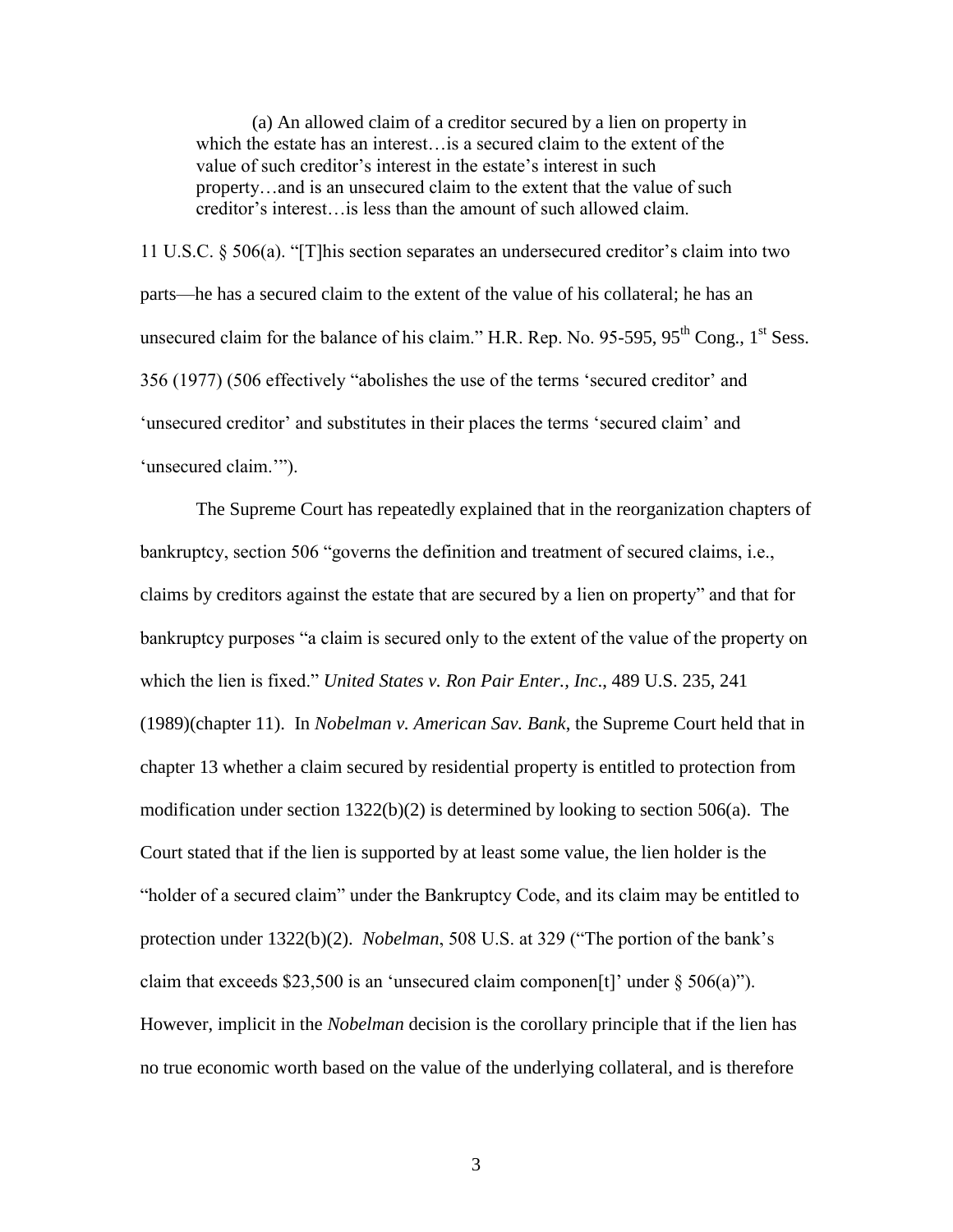> (a) An allowed claim of a creditor secured by a lien on property in which the estate has an interest…is a secured claim to the extent of the value of such creditor's interest in the estate's interest in such property…and is an unsecured claim to the extent that the value of such creditor's interest…is less than the amount of such allowed claim.

11 U.S.C. § 506(a). "[T]his section separates an undersecured creditor's claim into two parts—he has a secured claim to the extent of the value of his collateral; he has an unsecured claim for the balance of his claim." H.R. Rep. No. 95-595, 95th Cong., 1st Sess. 356 (1977) (506 effectively "abolishes the use of the terms 'secured creditor' and 'unsecured creditor' and substitutes in their places the terms 'secured claim' and 'unsecured claim.'").

The Supreme Court has repeatedly explained that in the reorganization chapters of bankruptcy, section 506 "governs the definition and treatment of secured claims, i.e., claims by creditors against the estate that are secured by a lien on property" and that for bankruptcy purposes "a claim is secured only to the extent of the value of the property on which the lien is fixed." *United States v. Ron Pair Enter., Inc*., 489 U.S. 235, 241 (1989)(chapter 11). In *Nobelman v. American Sav. Bank*, the Supreme Court held that in chapter 13 whether a claim secured by residential property is entitled to protection from modification under section 1322(b)(2) is determined by looking to section 506(a). The Court stated that if the lien is supported by at least some value, the lien holder is the "holder of a secured claim" under the Bankruptcy Code, and its claim may be entitled to protection under 1322(b)(2). *Nobelman*, 508 U.S. at 329 ("The portion of the bank's claim that exceeds $23,500 is an 'unsecured claim componen[t]' under § 506(a)"). However, implicit in the *Nobelman* decision is the corollary principle that if the lien has no true economic worth based on the value of the underlying collateral, and is therefore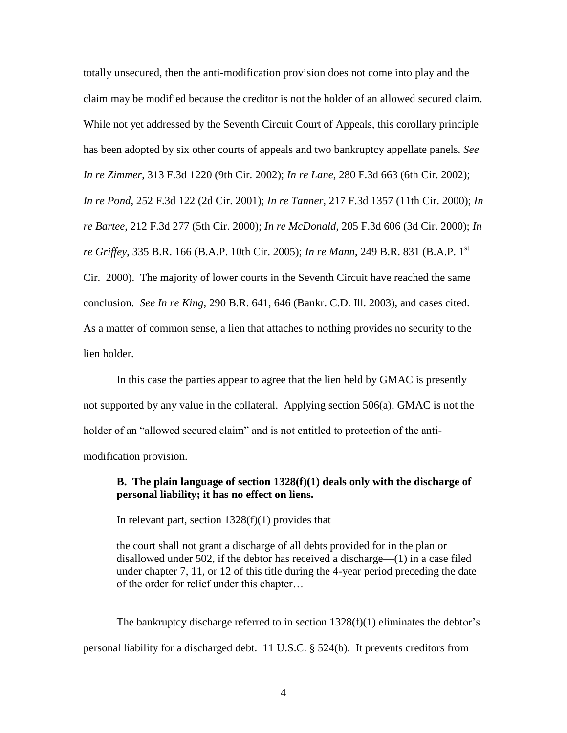totally unsecured, then the anti-modification provision does not come into play and the claim may be modified because the creditor is not the holder of an allowed secured claim. While not yet addressed by the Seventh Circuit Court of Appeals, this corollary principle has been adopted by six other courts of appeals and two bankruptcy appellate panels. *See In re Zimmer*, 313 F.3d 1220 (9th Cir. 2002); *In re Lane*, 280 F.3d 663 (6th Cir. 2002); *In re Pond*, 252 F.3d 122 (2d Cir. 2001); *In re Tanner*, 217 F.3d 1357 (11th Cir. 2000); *In re Bartee*, 212 F.3d 277 (5th Cir. 2000); *In re McDonald*, 205 F.3d 606 (3d Cir. 2000); *In re Griffey*, 335 B.R. 166 (B.A.P. 10th Cir. 2005); *In re Mann*, 249 B.R. 831 (B.A.P. 1st Cir. 2000). The majority of lower courts in the Seventh Circuit have reached the same conclusion. *See In re King*, 290 B.R. 641, 646 (Bankr. C.D. Ill. 2003), and cases cited. As a matter of common sense, a lien that attaches to nothing provides no security to the lien holder.

In this case the parties appear to agree that the lien held by GMAC is presently not supported by any value in the collateral. Applying section 506(a), GMAC is not the holder of an "allowed secured claim" and is not entitled to protection of the anti-modification provision.

**B. The plain language of section 1328(f)(1) deals only with the discharge of personal liability; it has no effect on liens.**

In relevant part, section 1328(f)(1) provides that

> the court shall not grant a discharge of all debts provided for in the plan or disallowed under 502, if the debtor has received a discharge—(1) in a case filed under chapter 7, 11, or 12 of this title during the 4-year period preceding the date of the order for relief under this chapter…

The bankruptcy discharge referred to in section 1328(f)(1) eliminates the debtor's personal liability for a discharged debt. 11 U.S.C. § 524(b). It prevents creditors from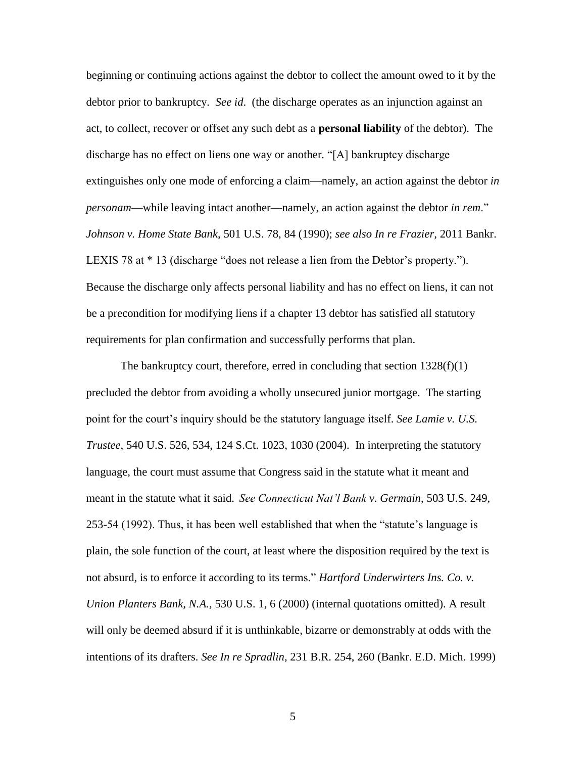beginning or continuing actions against the debtor to collect the amount owed to it by the debtor prior to bankruptcy. *See id*. (the discharge operates as an injunction against an act, to collect, recover or offset any such debt as a **personal liability** of the debtor). The discharge has no effect on liens one way or another. "[A] bankruptcy discharge extinguishes only one mode of enforcing a claim—namely, an action against the debtor *in personam*—while leaving intact another—namely, an action against the debtor *in rem*." *Johnson v. Home State Bank*, 501 U.S. 78, 84 (1990); *see also In re Frazier*, 2011 Bankr. LEXIS 78 at * 13 (discharge "does not release a lien from the Debtor's property."). Because the discharge only affects personal liability and has no effect on liens, it can not be a precondition for modifying liens if a chapter 13 debtor has satisfied all statutory requirements for plan confirmation and successfully performs that plan.

The bankruptcy court, therefore, erred in concluding that section 1328(f)(1) precluded the debtor from avoiding a wholly unsecured junior mortgage. The starting point for the court's inquiry should be the statutory language itself. *See Lamie v. U.S. Trustee*, 540 U.S. 526, 534, 124 S.Ct. 1023, 1030 (2004). In interpreting the statutory language, the court must assume that Congress said in the statute what it meant and meant in the statute what it said. *See Connecticut Nat'l Bank v. Germain*, 503 U.S. 249, 253-54 (1992). Thus, it has been well established that when the "statute's language is plain, the sole function of the court, at least where the disposition required by the text is not absurd, is to enforce it according to its terms." *Hartford Underwirters Ins. Co. v. Union Planters Bank, N.A.*, 530 U.S. 1, 6 (2000) (internal quotations omitted). A result will only be deemed absurd if it is unthinkable, bizarre or demonstrably at odds with the intentions of its drafters. *See In re Spradlin*, 231 B.R. 254, 260 (Bankr. E.D. Mich. 1999)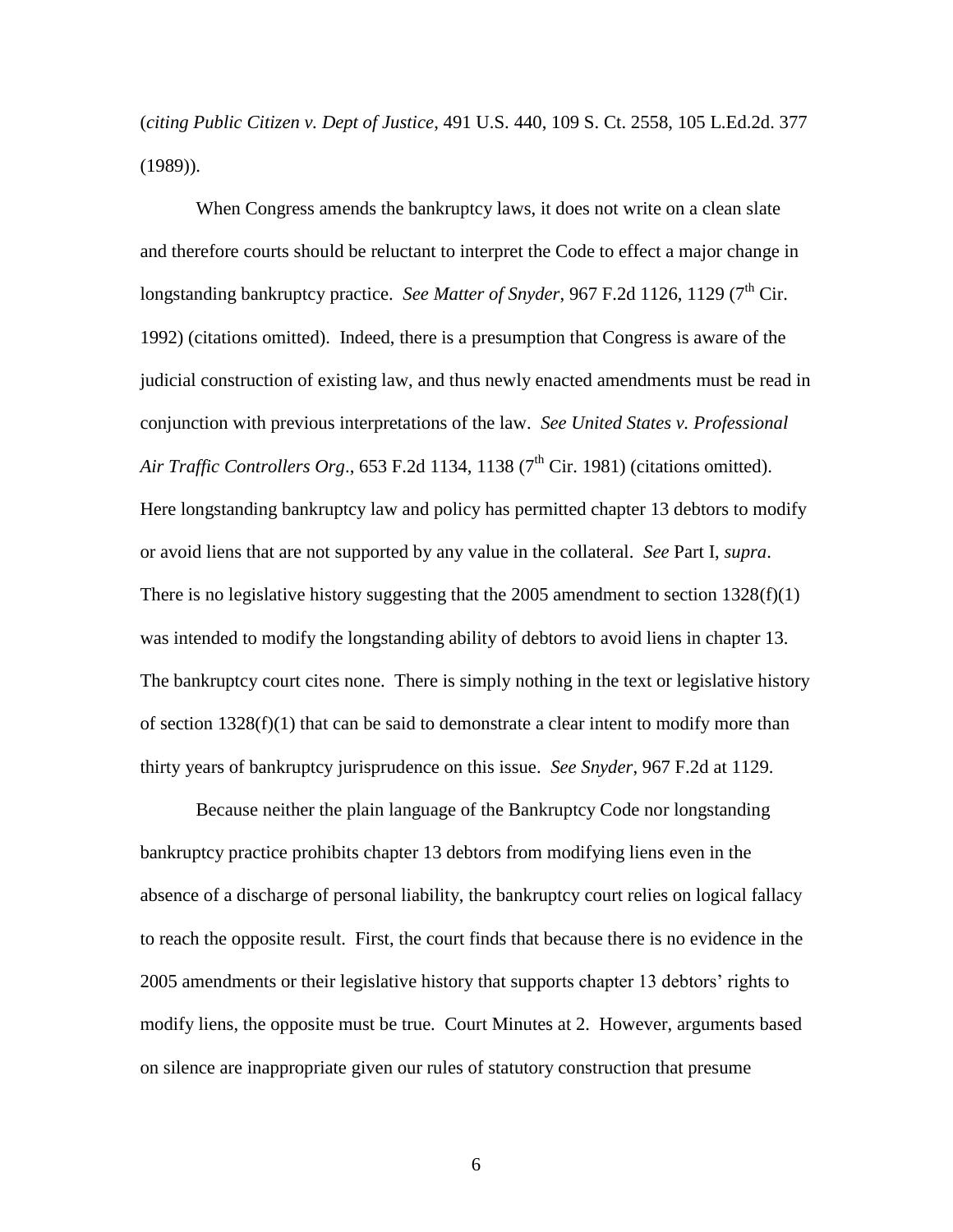(*citing Public Citizen v. Dept of Justice*, 491 U.S. 440, 109 S. Ct. 2558, 105 L.Ed.2d. 377 (1989)).

When Congress amends the bankruptcy laws, it does not write on a clean slate and therefore courts should be reluctant to interpret the Code to effect a major change in longstanding bankruptcy practice. *See Matter of Snyder*, 967 F.2d 1126, 1129 (7th Cir. 1992) (citations omitted). Indeed, there is a presumption that Congress is aware of the judicial construction of existing law, and thus newly enacted amendments must be read in conjunction with previous interpretations of the law. *See United States v. Professional Air Traffic Controllers Org*., 653 F.2d 1134, 1138 (7th Cir. 1981) (citations omitted). Here longstanding bankruptcy law and policy has permitted chapter 13 debtors to modify or avoid liens that are not supported by any value in the collateral. *See* Part I, *supra*. There is no legislative history suggesting that the 2005 amendment to section 1328(f)(1) was intended to modify the longstanding ability of debtors to avoid liens in chapter 13. The bankruptcy court cites none. There is simply nothing in the text or legislative history of section 1328(f)(1) that can be said to demonstrate a clear intent to modify more than thirty years of bankruptcy jurisprudence on this issue. *See Snyder*, 967 F.2d at 1129.

Because neither the plain language of the Bankruptcy Code nor longstanding bankruptcy practice prohibits chapter 13 debtors from modifying liens even in the absence of a discharge of personal liability, the bankruptcy court relies on logical fallacy to reach the opposite result. First, the court finds that because there is no evidence in the 2005 amendments or their legislative history that supports chapter 13 debtors' rights to modify liens, the opposite must be true. Court Minutes at 2. However, arguments based on silence are inappropriate given our rules of statutory construction that presume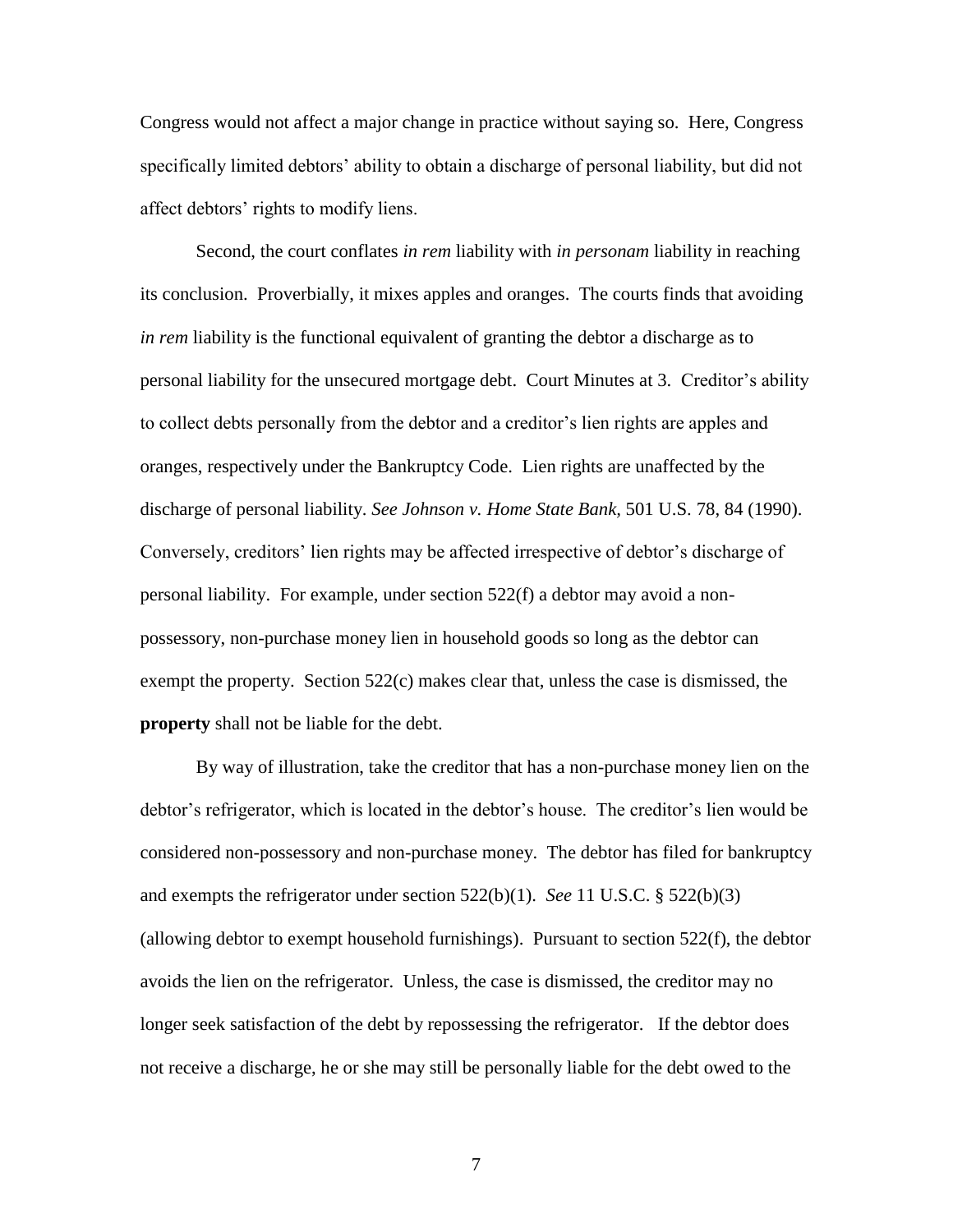Congress would not affect a major change in practice without saying so. Here, Congress specifically limited debtors' ability to obtain a discharge of personal liability, but did not affect debtors' rights to modify liens.

Second, the court conflates *in rem* liability with *in personam* liability in reaching its conclusion. Proverbially, it mixes apples and oranges. The courts finds that avoiding *in rem* liability is the functional equivalent of granting the debtor a discharge as to personal liability for the unsecured mortgage debt. Court Minutes at 3. Creditor's ability to collect debts personally from the debtor and a creditor's lien rights are apples and oranges, respectively under the Bankruptcy Code. Lien rights are unaffected by the discharge of personal liability. *See Johnson v. Home State Bank*, 501 U.S. 78, 84 (1990). Conversely, creditors' lien rights may be affected irrespective of debtor's discharge of personal liability. For example, under section 522(f) a debtor may avoid a non-possessory, non-purchase money lien in household goods so long as the debtor can exempt the property. Section 522(c) makes clear that, unless the case is dismissed, the **property** shall not be liable for the debt.

By way of illustration, take the creditor that has a non-purchase money lien on the debtor's refrigerator, which is located in the debtor's house. The creditor's lien would be considered non-possessory and non-purchase money. The debtor has filed for bankruptcy and exempts the refrigerator under section 522(b)(1). *See* 11 U.S.C. § 522(b)(3) (allowing debtor to exempt household furnishings). Pursuant to section 522(f), the debtor avoids the lien on the refrigerator. Unless, the case is dismissed, the creditor may no longer seek satisfaction of the debt by repossessing the refrigerator. If the debtor does not receive a discharge, he or she may still be personally liable for the debt owed to the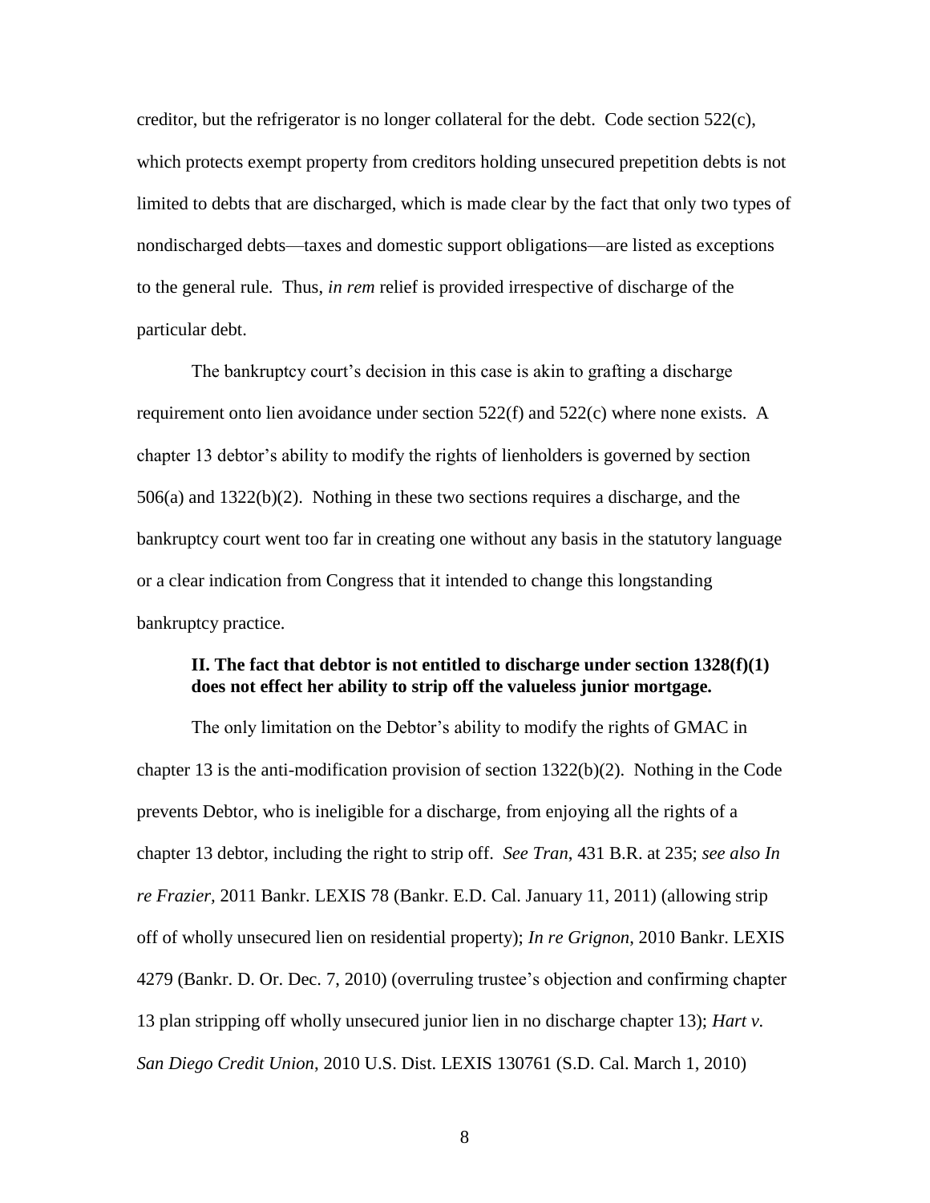creditor, but the refrigerator is no longer collateral for the debt. Code section 522(c), which protects exempt property from creditors holding unsecured prepetition debts is not limited to debts that are discharged, which is made clear by the fact that only two types of nondischarged debts—taxes and domestic support obligations—are listed as exceptions to the general rule. Thus, *in rem* relief is provided irrespective of discharge of the particular debt.

The bankruptcy court's decision in this case is akin to grafting a discharge requirement onto lien avoidance under section 522(f) and 522(c) where none exists. A chapter 13 debtor's ability to modify the rights of lienholders is governed by section 506(a) and 1322(b)(2). Nothing in these two sections requires a discharge, and the bankruptcy court went too far in creating one without any basis in the statutory language or a clear indication from Congress that it intended to change this longstanding bankruptcy practice.

## II. The fact that debtor is not entitled to discharge under section 1328(f)(1) does not effect her ability to strip off the valueless junior mortgage.

The only limitation on the Debtor's ability to modify the rights of GMAC in chapter 13 is the anti-modification provision of section 1322(b)(2). Nothing in the Code prevents Debtor, who is ineligible for a discharge, from enjoying all the rights of a chapter 13 debtor, including the right to strip off. *See Tran*, 431 B.R. at 235; *see also In re Frazier*, 2011 Bankr. LEXIS 78 (Bankr. E.D. Cal. January 11, 2011) (allowing strip off of wholly unsecured lien on residential property); *In re Grignon*, 2010 Bankr. LEXIS 4279 (Bankr. D. Or. Dec. 7, 2010) (overruling trustee's objection and confirming chapter 13 plan stripping off wholly unsecured junior lien in no discharge chapter 13); *Hart v. San Diego Credit Union*, 2010 U.S. Dist. LEXIS 130761 (S.D. Cal. March 1, 2010)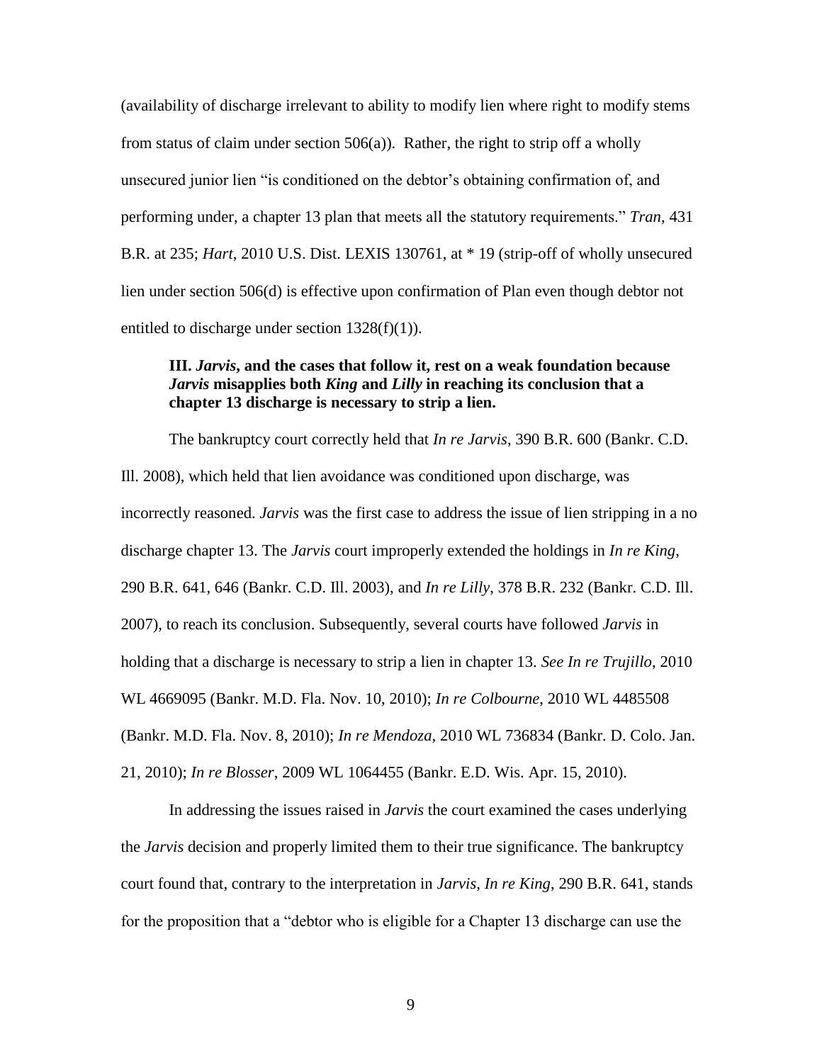(availability of discharge irrelevant to ability to modify lien where right to modify stems from status of claim under section 506(a)). Rather, the right to strip off a wholly unsecured junior lien "is conditioned on the debtor's obtaining confirmation of, and performing under, a chapter 13 plan that meets all the statutory requirements." *Tran*, 431 B.R. at 235; *Hart*, 2010 U.S. Dist. LEXIS 130761, at * 19 (strip-off of wholly unsecured lien under section 506(d) is effective upon confirmation of Plan even though debtor not entitled to discharge under section 1328(f)(1)).

**III. *Jarvis*, and the cases that follow it, rest on a weak foundation because *Jarvis* misapplies both *King* and *Lilly* in reaching its conclusion that a chapter 13 discharge is necessary to strip a lien.**

The bankruptcy court correctly held that *In re Jarvis*, 390 B.R. 600 (Bankr. C.D. Ill. 2008), which held that lien avoidance was conditioned upon discharge, was incorrectly reasoned. *Jarvis* was the first case to address the issue of lien stripping in a no discharge chapter 13. The *Jarvis* court improperly extended the holdings in *In re King*, 290 B.R. 641, 646 (Bankr. C.D. Ill. 2003), and *In re Lilly*, 378 B.R. 232 (Bankr. C.D. Ill. 2007), to reach its conclusion. Subsequently, several courts have followed *Jarvis* in holding that a discharge is necessary to strip a lien in chapter 13. *See In re Trujillo*, 2010 WL 4669095 (Bankr. M.D. Fla. Nov. 10, 2010); *In re Colbourne*, 2010 WL 4485508 (Bankr. M.D. Fla. Nov. 8, 2010); *In re Mendoza*, 2010 WL 736834 (Bankr. D. Colo. Jan. 21, 2010); *In re Blosser*, 2009 WL 1064455 (Bankr. E.D. Wis. Apr. 15, 2010).

In addressing the issues raised in *Jarvis* the court examined the cases underlying the *Jarvis* decision and properly limited them to their true significance. The bankruptcy court found that, contrary to the interpretation in *Jarvis*, *In re King*, 290 B.R. 641, stands for the proposition that a "debtor who is eligible for a Chapter 13 discharge can use the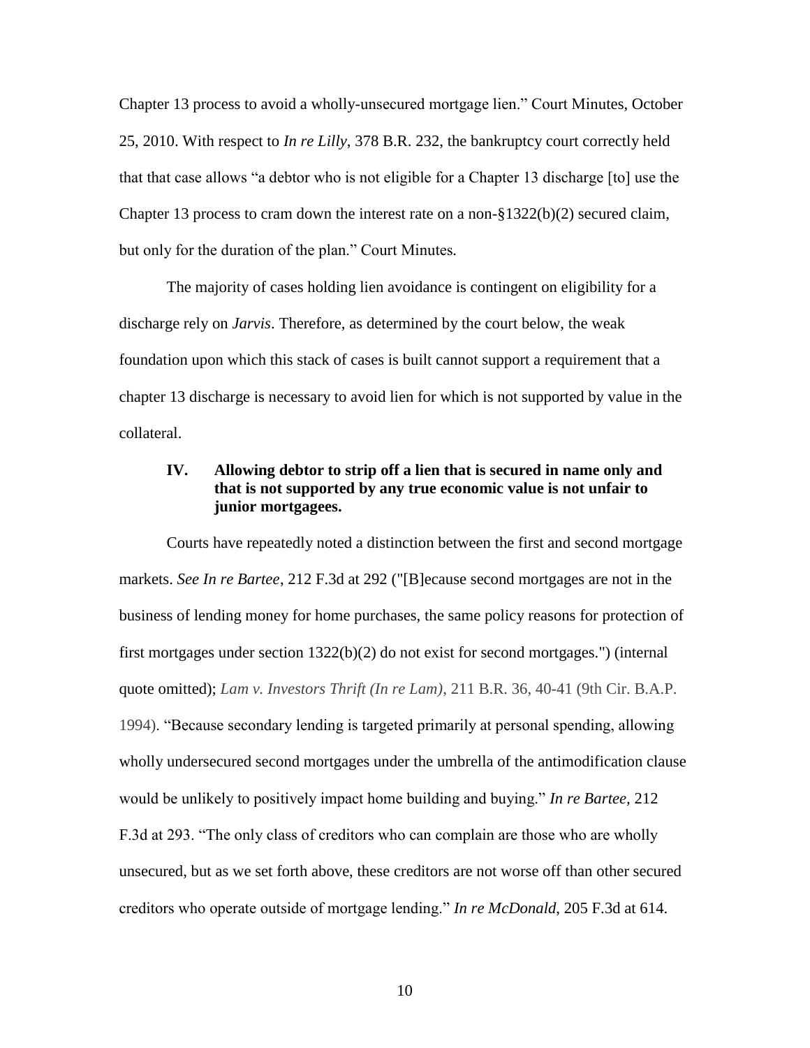Chapter 13 process to avoid a wholly-unsecured mortgage lien." Court Minutes, October 25, 2010. With respect to *In re Lilly,* 378 B.R. 232, the bankruptcy court correctly held that that case allows "a debtor who is not eligible for a Chapter 13 discharge [to] use the Chapter 13 process to cram down the interest rate on a non-§1322(b)(2) secured claim, but only for the duration of the plan." Court Minutes.

The majority of cases holding lien avoidance is contingent on eligibility for a discharge rely on *Jarvis*. Therefore, as determined by the court below, the weak foundation upon which this stack of cases is built cannot support a requirement that a chapter 13 discharge is necessary to avoid lien for which is not supported by value in the collateral.

## IV. Allowing debtor to strip off a lien that is secured in name only and that is not supported by any true economic value is not unfair to junior mortgagees.

Courts have repeatedly noted a distinction between the first and second mortgage markets. *See In re Bartee*, 212 F.3d at 292 ("[B]ecause second mortgages are not in the business of lending money for home purchases, the same policy reasons for protection of first mortgages under section 1322(b)(2) do not exist for second mortgages.") (internal quote omitted); *Lam v. Investors Thrift (In re Lam)*, 211 B.R. 36, 40-41 (9th Cir. B.A.P. 1994). "Because secondary lending is targeted primarily at personal spending, allowing wholly undersecured second mortgages under the umbrella of the antimodification clause would be unlikely to positively impact home building and buying." *In re Bartee,* 212 F.3d at 293. "The only class of creditors who can complain are those who are wholly unsecured, but as we set forth above, these creditors are not worse off than other secured creditors who operate outside of mortgage lending." *In re McDonald*, 205 F.3d at 614.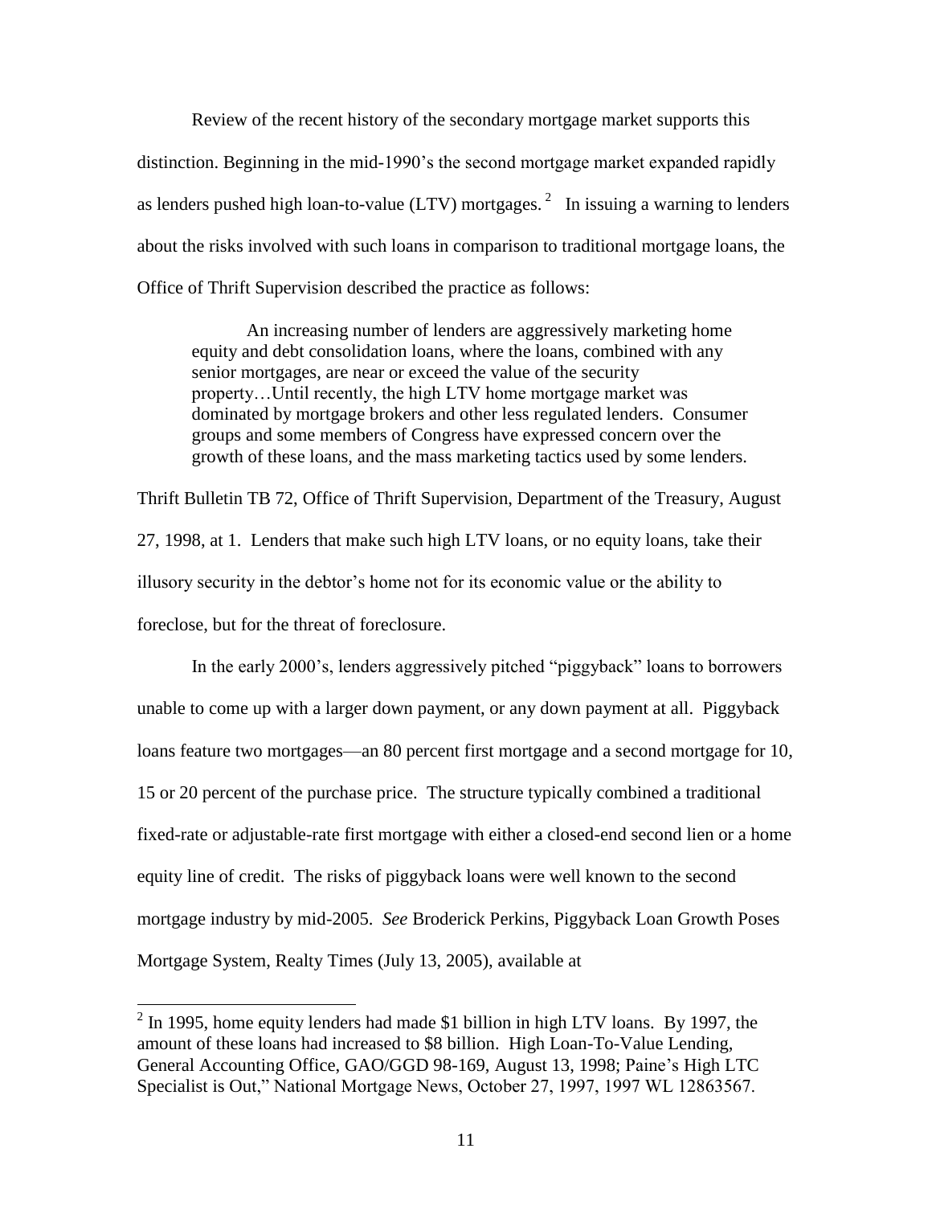Review of the recent history of the secondary mortgage market supports this distinction. Beginning in the mid-1990's the second mortgage market expanded rapidly as lenders pushed high loan-to-value (LTV) mortgages.[2] In issuing a warning to lenders about the risks involved with such loans in comparison to traditional mortgage loans, the Office of Thrift Supervision described the practice as follows:

> An increasing number of lenders are aggressively marketing home equity and debt consolidation loans, where the loans, combined with any senior mortgages, are near or exceed the value of the security property…Until recently, the high LTV home mortgage market was dominated by mortgage brokers and other less regulated lenders. Consumer groups and some members of Congress have expressed concern over the growth of these loans, and the mass marketing tactics used by some lenders.

Thrift Bulletin TB 72, Office of Thrift Supervision, Department of the Treasury, August 27, 1998, at 1. Lenders that make such high LTV loans, or no equity loans, take their illusory security in the debtor's home not for its economic value or the ability to foreclose, but for the threat of foreclosure.

In the early 2000's, lenders aggressively pitched "piggyback" loans to borrowers unable to come up with a larger down payment, or any down payment at all. Piggyback loans feature two mortgages—an 80 percent first mortgage and a second mortgage for 10, 15 or 20 percent of the purchase price. The structure typically combined a traditional fixed-rate or adjustable-rate first mortgage with either a closed-end second lien or a home equity line of credit. The risks of piggyback loans were well known to the second mortgage industry by mid-2005. *See* Broderick Perkins, Piggyback Loan Growth Poses Mortgage System, Realty Times (July 13, 2005), available at

---

[2] In 1995, home equity lenders had made $1 billion in high LTV loans. By 1997, the amount of these loans had increased to $8 billion. High Loan-To-Value Lending, General Accounting Office, GAO/GGD 98-169, August 13, 1998; Paine's High LTC Specialist is Out," National Mortgage News, October 27, 1997, 1997 WL 12863567.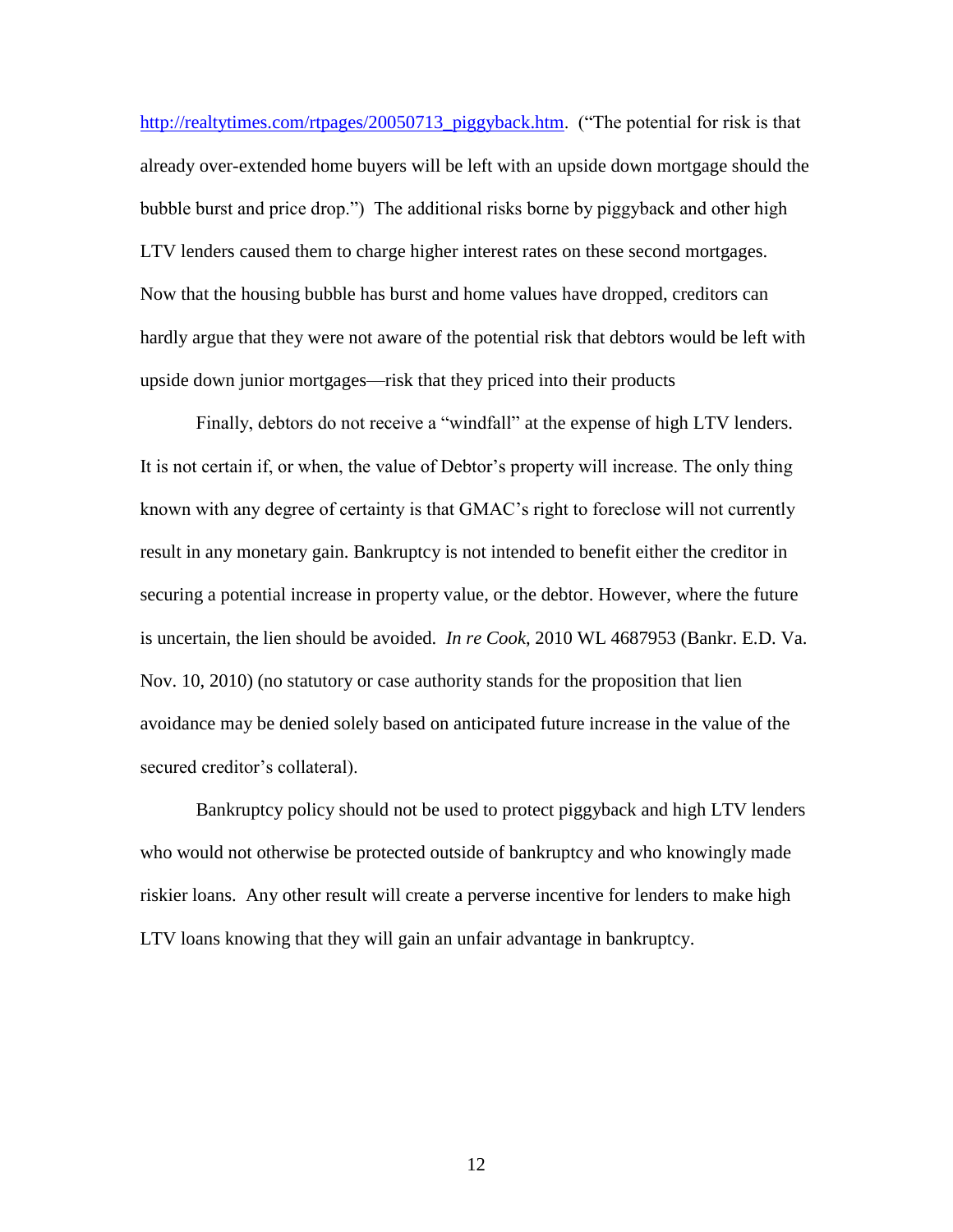http://realtytimes.com/rtpages/20050713_piggyback.htm. ("The potential for risk is that already over-extended home buyers will be left with an upside down mortgage should the bubble burst and price drop.") The additional risks borne by piggyback and other high LTV lenders caused them to charge higher interest rates on these second mortgages. Now that the housing bubble has burst and home values have dropped, creditors can hardly argue that they were not aware of the potential risk that debtors would be left with upside down junior mortgages—risk that they priced into their products

Finally, debtors do not receive a "windfall" at the expense of high LTV lenders. It is not certain if, or when, the value of Debtor's property will increase. The only thing known with any degree of certainty is that GMAC's right to foreclose will not currently result in any monetary gain. Bankruptcy is not intended to benefit either the creditor in securing a potential increase in property value, or the debtor. However, where the future is uncertain, the lien should be avoided. *In re Cook*, 2010 WL 4687953 (Bankr. E.D. Va. Nov. 10, 2010) (no statutory or case authority stands for the proposition that lien avoidance may be denied solely based on anticipated future increase in the value of the secured creditor's collateral).

Bankruptcy policy should not be used to protect piggyback and high LTV lenders who would not otherwise be protected outside of bankruptcy and who knowingly made riskier loans. Any other result will create a perverse incentive for lenders to make high LTV loans knowing that they will gain an unfair advantage in bankruptcy.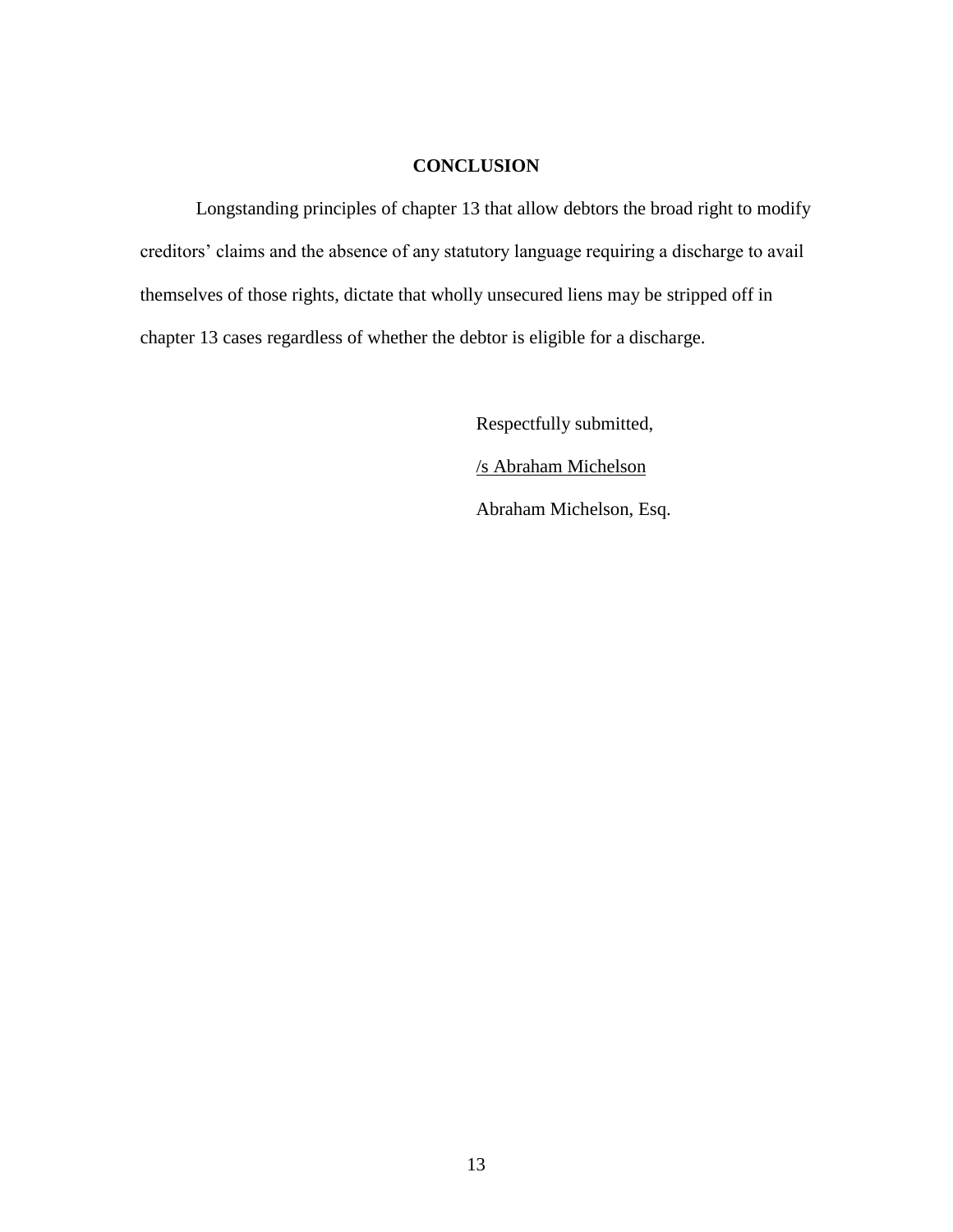## CONCLUSION

Longstanding principles of chapter 13 that allow debtors the broad right to modify creditors' claims and the absence of any statutory language requiring a discharge to avail themselves of those rights, dictate that wholly unsecured liens may be stripped off in chapter 13 cases regardless of whether the debtor is eligible for a discharge.

Respectfully submitted,

/s Abraham Michelson

Abraham Michelson, Esq.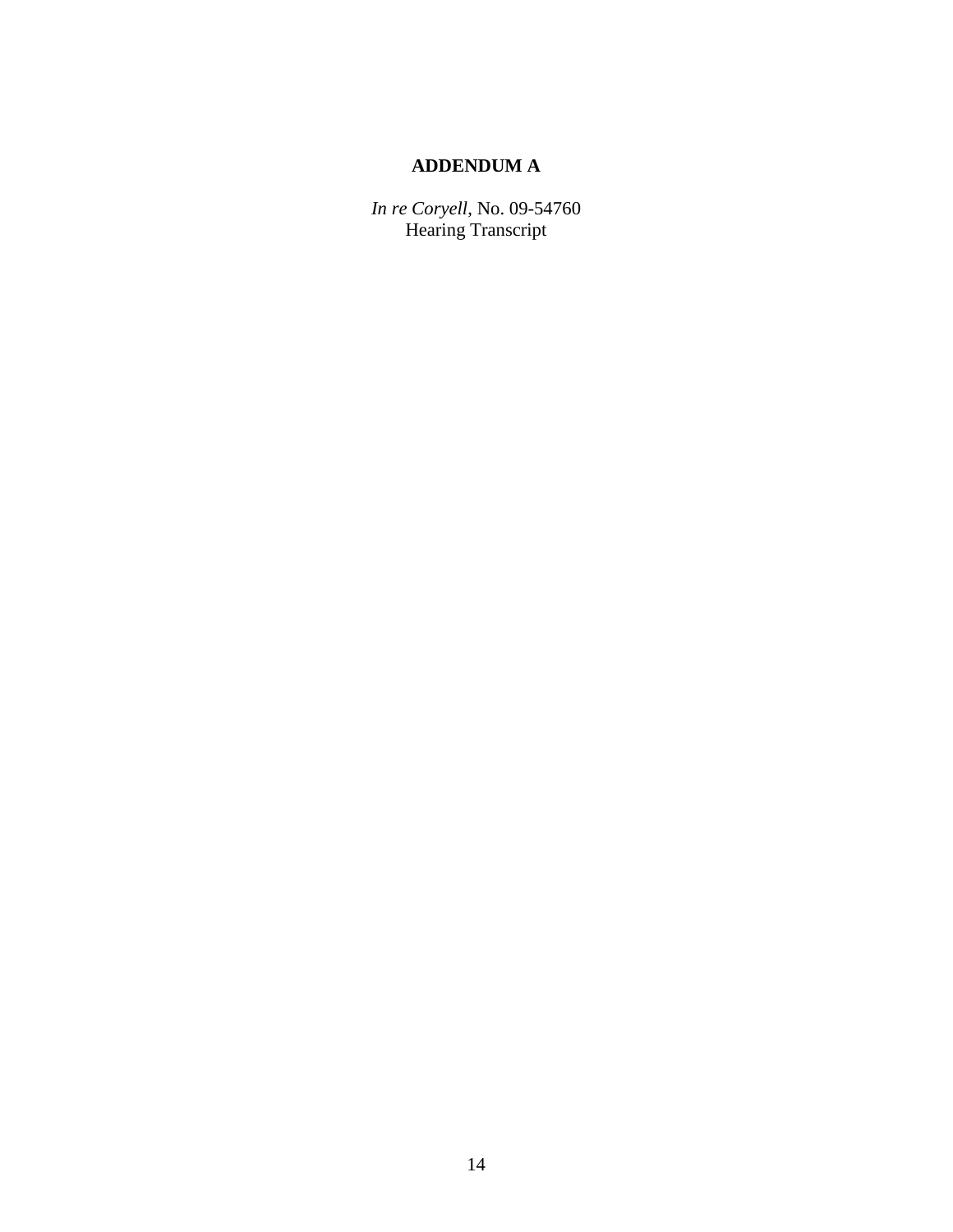# ADDENDUM A

*In re Coryell*, No. 09-54760
Hearing Transcript